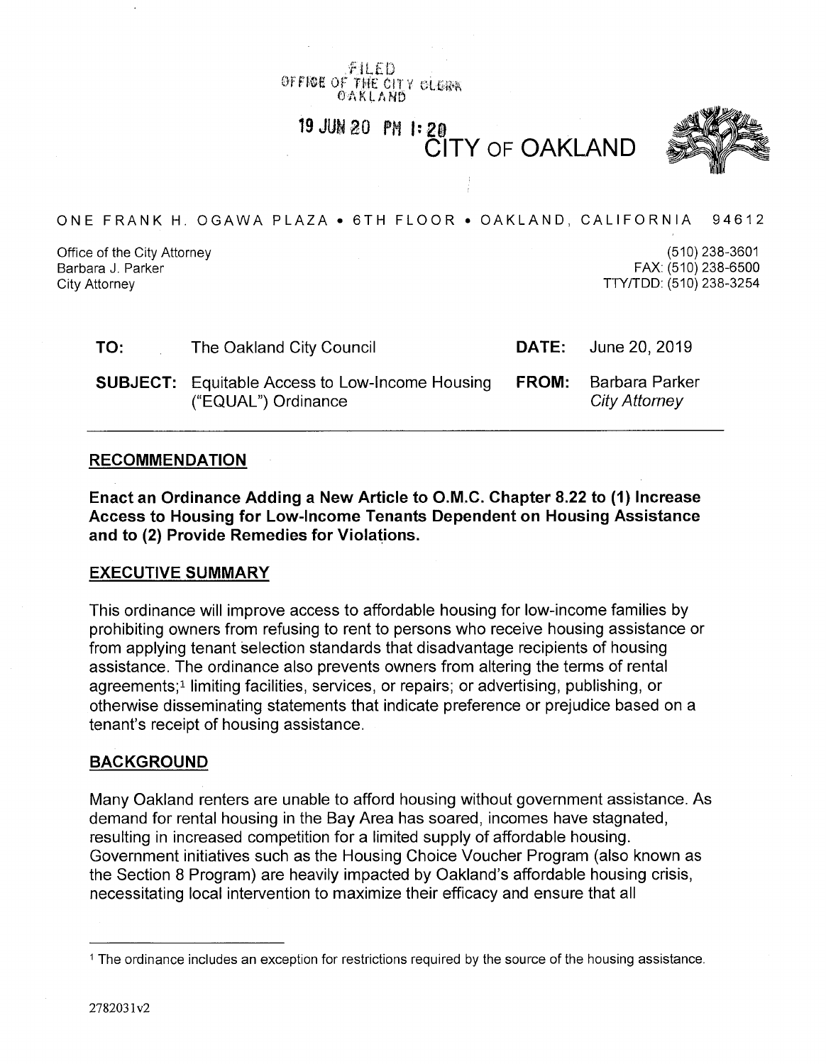FILED
OFFICE OF THE CITY CLERK
OAKLAND

19 JUN 20 PM 1:20

CITY OF OAKLAND

ONE FRANK H. OGAWA PLAZA • 6TH FLOOR • OAKLAND, CALIFORNIA 94612

Office of the City Attorney
Barbara J. Parker
City Attorney

(510) 238-3601
FAX: (510) 238-6500
TTY/TDD: (510) 238-3254

| | | | |
|---|---|---|---|
| **TO:** | The Oakland City Council | **DATE:** | June 20, 2019 |
| **SUBJECT:** | Equitable Access to Low-Income Housing ("EQUAL") Ordinance | **FROM:** | Barbara Parker *City Attorney* |

## RECOMMENDATION

**Enact an Ordinance Adding a New Article to O.M.C. Chapter 8.22 to (1) Increase Access to Housing for Low-Income Tenants Dependent on Housing Assistance and to (2) Provide Remedies for Violations.**

## EXECUTIVE SUMMARY

This ordinance will improve access to affordable housing for low-income families by prohibiting owners from refusing to rent to persons who receive housing assistance or from applying tenant selection standards that disadvantage recipients of housing assistance. The ordinance also prevents owners from altering the terms of rental agreements;[1] limiting facilities, services, or repairs; or advertising, publishing, or otherwise disseminating statements that indicate preference or prejudice based on a tenant's receipt of housing assistance.

## BACKGROUND

Many Oakland renters are unable to afford housing without government assistance. As demand for rental housing in the Bay Area has soared, incomes have stagnated, resulting in increased competition for a limited supply of affordable housing. Government initiatives such as the Housing Choice Voucher Program (also known as the Section 8 Program) are heavily impacted by Oakland's affordable housing crisis, necessitating local intervention to maximize their efficacy and ensure that all

[1] The ordinance includes an exception for restrictions required by the source of the housing assistance.

2782031v2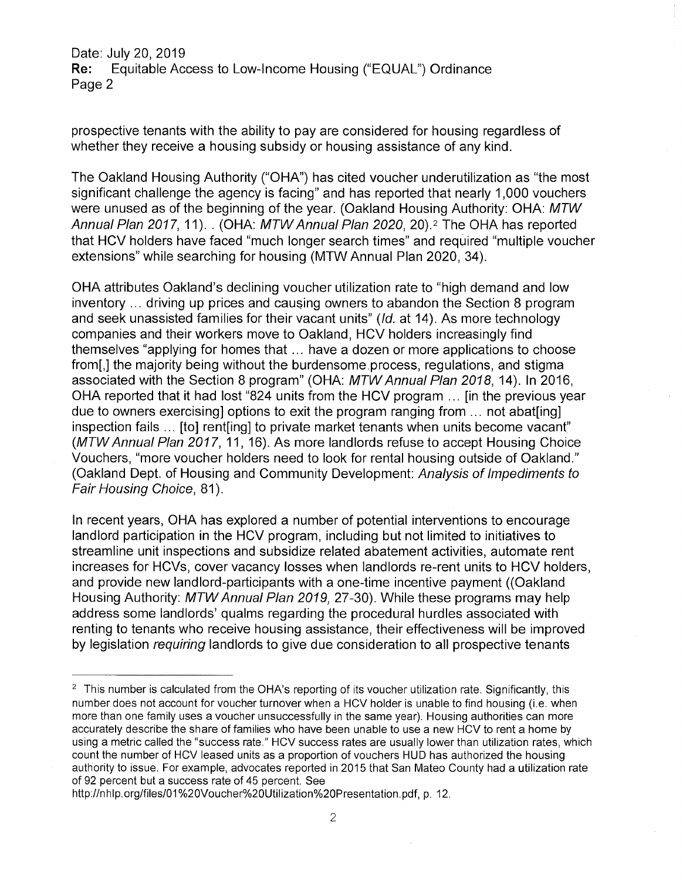prospective tenants with the ability to pay are considered for housing regardless of whether they receive a housing subsidy or housing assistance of any kind.

The Oakland Housing Authority ("OHA") has cited voucher underutilization as "the most significant challenge the agency is facing" and has reported that nearly 1,000 vouchers were unused as of the beginning of the year. (Oakland Housing Authority: OHA: *MTW Annual Plan 2017*, 11). . (OHA: *MTW Annual Plan 2020*, 20).[2] The OHA has reported that HCV holders have faced "much longer search times" and required "multiple voucher extensions" while searching for housing (MTW Annual Plan 2020, 34).

OHA attributes Oakland's declining voucher utilization rate to "high demand and low inventory ... driving up prices and causing owners to abandon the Section 8 program and seek unassisted families for their vacant units" (*Id.* at 14). As more technology companies and their workers move to Oakland, HCV holders increasingly find themselves "applying for homes that ... have a dozen or more applications to choose from[,] the majority being without the burdensome process, regulations, and stigma associated with the Section 8 program" (OHA: *MTW Annual Plan 2018*, 14). In 2016, OHA reported that it had lost "824 units from the HCV program ... [in the previous year due to owners exercising] options to exit the program ranging from ... not abat[ing] inspection fails ... [to] rent[ing] to private market tenants when units become vacant" (*MTW Annual Plan 2017*, 11, 16). As more landlords refuse to accept Housing Choice Vouchers, "more voucher holders need to look for rental housing outside of Oakland." (Oakland Dept. of Housing and Community Development: *Analysis of Impediments to Fair Housing Choice*, 81).

In recent years, OHA has explored a number of potential interventions to encourage landlord participation in the HCV program, including but not limited to initiatives to streamline unit inspections and subsidize related abatement activities, automate rent increases for HCVs, cover vacancy losses when landlords re-rent units to HCV holders, and provide new landlord-participants with a one-time incentive payment ((Oakland Housing Authority: *MTW Annual Plan 2019*, 27-30). While these programs may help address some landlords' qualms regarding the procedural hurdles associated with renting to tenants who receive housing assistance, their effectiveness will be improved by legislation *requiring* landlords to give due consideration to all prospective tenants

---

[2] This number is calculated from the OHA's reporting of its voucher utilization rate. Significantly, this number does not account for voucher turnover when a HCV holder is unable to find housing (i.e. when more than one family uses a voucher unsuccessfully in the same year). Housing authorities can more accurately describe the share of families who have been unable to use a new HCV to rent a home by using a metric called the "success rate." HCV success rates are usually lower than utilization rates, which count the number of HCV leased units as a proportion of vouchers HUD has authorized the housing authority to issue. For example, advocates reported in 2015 that San Mateo County had a utilization rate of 92 percent but a success rate of 45 percent. See http://nhlp.org/files/01%20Voucher%20Utilization%20Presentation.pdf, p. 12.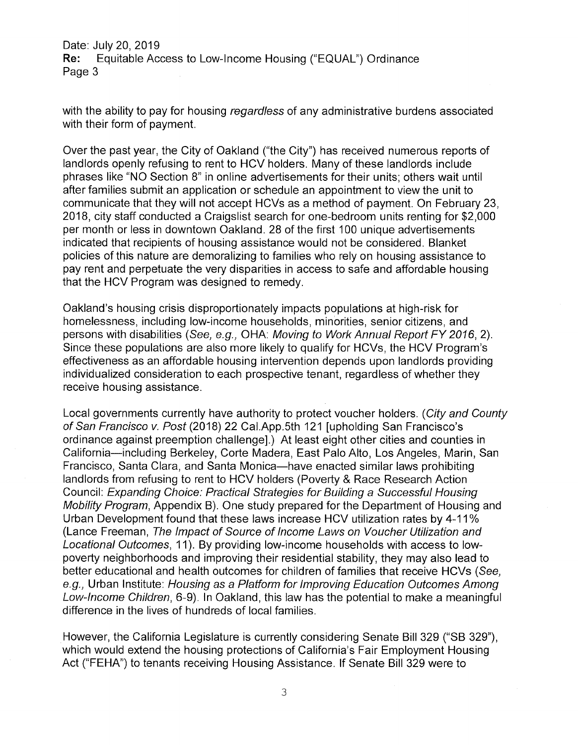with the ability to pay for housing *regardless* of any administrative burdens associated with their form of payment.

Over the past year, the City of Oakland ("the City") has received numerous reports of landlords openly refusing to rent to HCV holders. Many of these landlords include phrases like "NO Section 8" in online advertisements for their units; others wait until after families submit an application or schedule an appointment to view the unit to communicate that they will not accept HCVs as a method of payment. On February 23, 2018, city staff conducted a Craigslist search for one-bedroom units renting for $2,000 per month or less in downtown Oakland. 28 of the first 100 unique advertisements indicated that recipients of housing assistance would not be considered. Blanket policies of this nature are demoralizing to families who rely on housing assistance to pay rent and perpetuate the very disparities in access to safe and affordable housing that the HCV Program was designed to remedy.

Oakland's housing crisis disproportionately impacts populations at high-risk for homelessness, including low-income households, minorities, senior citizens, and persons with disabilities (*See, e.g.,* OHA: *Moving to Work Annual Report FY 2016*, 2). Since these populations are also more likely to qualify for HCVs, the HCV Program's effectiveness as an affordable housing intervention depends upon landlords providing individualized consideration to each prospective tenant, regardless of whether they receive housing assistance.

Local governments currently have authority to protect voucher holders. (*City and County of San Francisco v. Post* (2018) 22 Cal.App.5th 121 [upholding San Francisco's ordinance against preemption challenge].) At least eight other cities and counties in California—including Berkeley, Corte Madera, East Palo Alto, Los Angeles, Marin, San Francisco, Santa Clara, and Santa Monica—have enacted similar laws prohibiting landlords from refusing to rent to HCV holders (Poverty & Race Research Action Council: *Expanding Choice: Practical Strategies for Building a Successful Housing Mobility Program*, Appendix B). One study prepared for the Department of Housing and Urban Development found that these laws increase HCV utilization rates by 4-11% (Lance Freeman, *The Impact of Source of Income Laws on Voucher Utilization and Locational Outcomes*, 11). By providing low-income households with access to low-poverty neighborhoods and improving their residential stability, they may also lead to better educational and health outcomes for children of families that receive HCVs (*See, e.g.,* Urban Institute: *Housing as a Platform for Improving Education Outcomes Among Low-Income Children*, 6-9). In Oakland, this law has the potential to make a meaningful difference in the lives of hundreds of local families.

However, the California Legislature is currently considering Senate Bill 329 ("SB 329"), which would extend the housing protections of California's Fair Employment Housing Act ("FEHA") to tenants receiving Housing Assistance. If Senate Bill 329 were to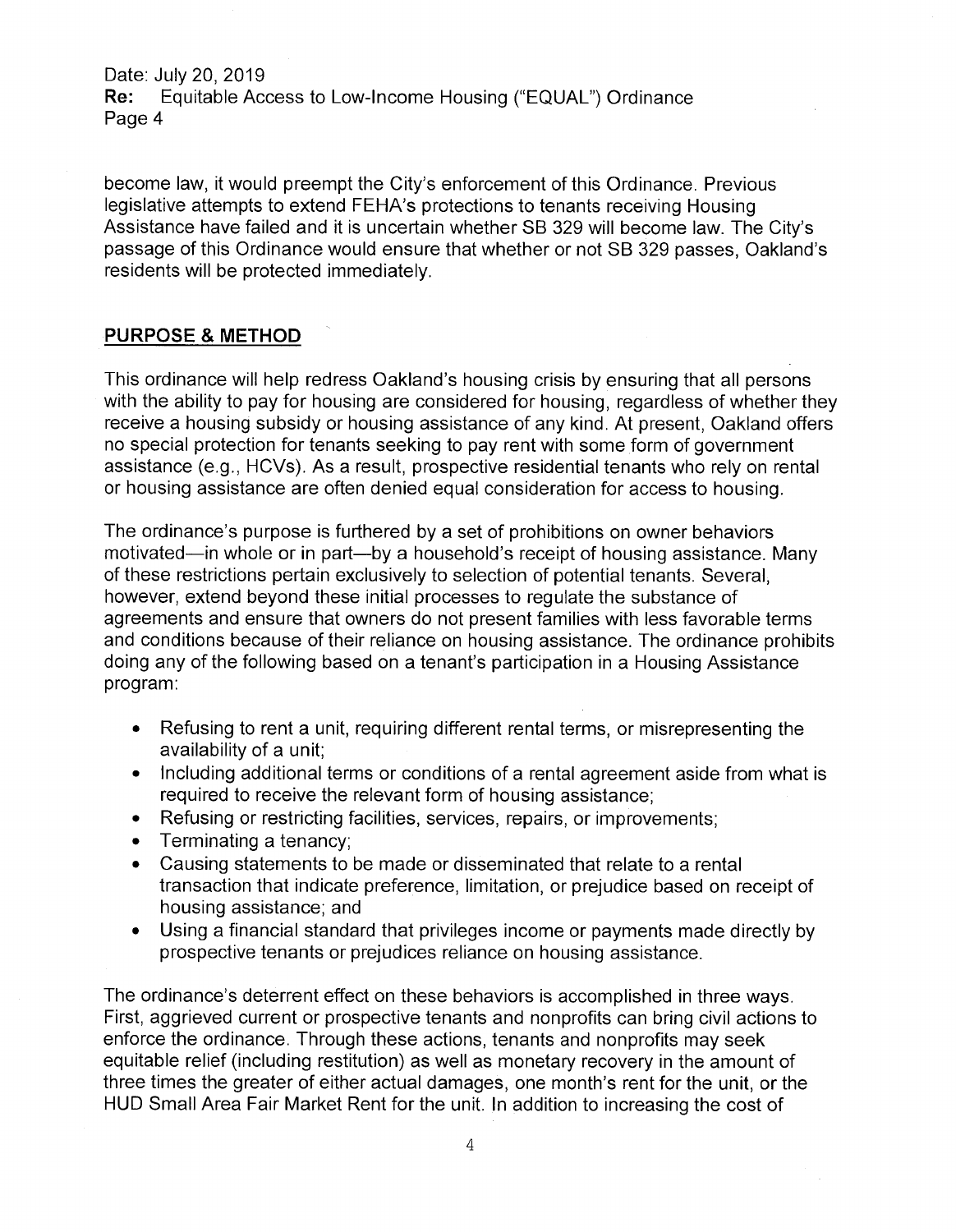become law, it would preempt the City's enforcement of this Ordinance. Previous legislative attempts to extend FEHA's protections to tenants receiving Housing Assistance have failed and it is uncertain whether SB 329 will become law. The City's passage of this Ordinance would ensure that whether or not SB 329 passes, Oakland's residents will be protected immediately.

## PURPOSE & METHOD

This ordinance will help redress Oakland's housing crisis by ensuring that all persons with the ability to pay for housing are considered for housing, regardless of whether they receive a housing subsidy or housing assistance of any kind. At present, Oakland offers no special protection for tenants seeking to pay rent with some form of government assistance (e.g., HCVs). As a result, prospective residential tenants who rely on rental or housing assistance are often denied equal consideration for access to housing.

The ordinance's purpose is furthered by a set of prohibitions on owner behaviors motivated—in whole or in part—by a household's receipt of housing assistance. Many of these restrictions pertain exclusively to selection of potential tenants. Several, however, extend beyond these initial processes to regulate the substance of agreements and ensure that owners do not present families with less favorable terms and conditions because of their reliance on housing assistance. The ordinance prohibits doing any of the following based on a tenant's participation in a Housing Assistance program:

- Refusing to rent a unit, requiring different rental terms, or misrepresenting the availability of a unit;
- Including additional terms or conditions of a rental agreement aside from what is required to receive the relevant form of housing assistance;
- Refusing or restricting facilities, services, repairs, or improvements;
- Terminating a tenancy;
- Causing statements to be made or disseminated that relate to a rental transaction that indicate preference, limitation, or prejudice based on receipt of housing assistance; and
- Using a financial standard that privileges income or payments made directly by prospective tenants or prejudices reliance on housing assistance.

The ordinance's deterrent effect on these behaviors is accomplished in three ways. First, aggrieved current or prospective tenants and nonprofits can bring civil actions to enforce the ordinance. Through these actions, tenants and nonprofits may seek equitable relief (including restitution) as well as monetary recovery in the amount of three times the greater of either actual damages, one month's rent for the unit, or the HUD Small Area Fair Market Rent for the unit. In addition to increasing the cost of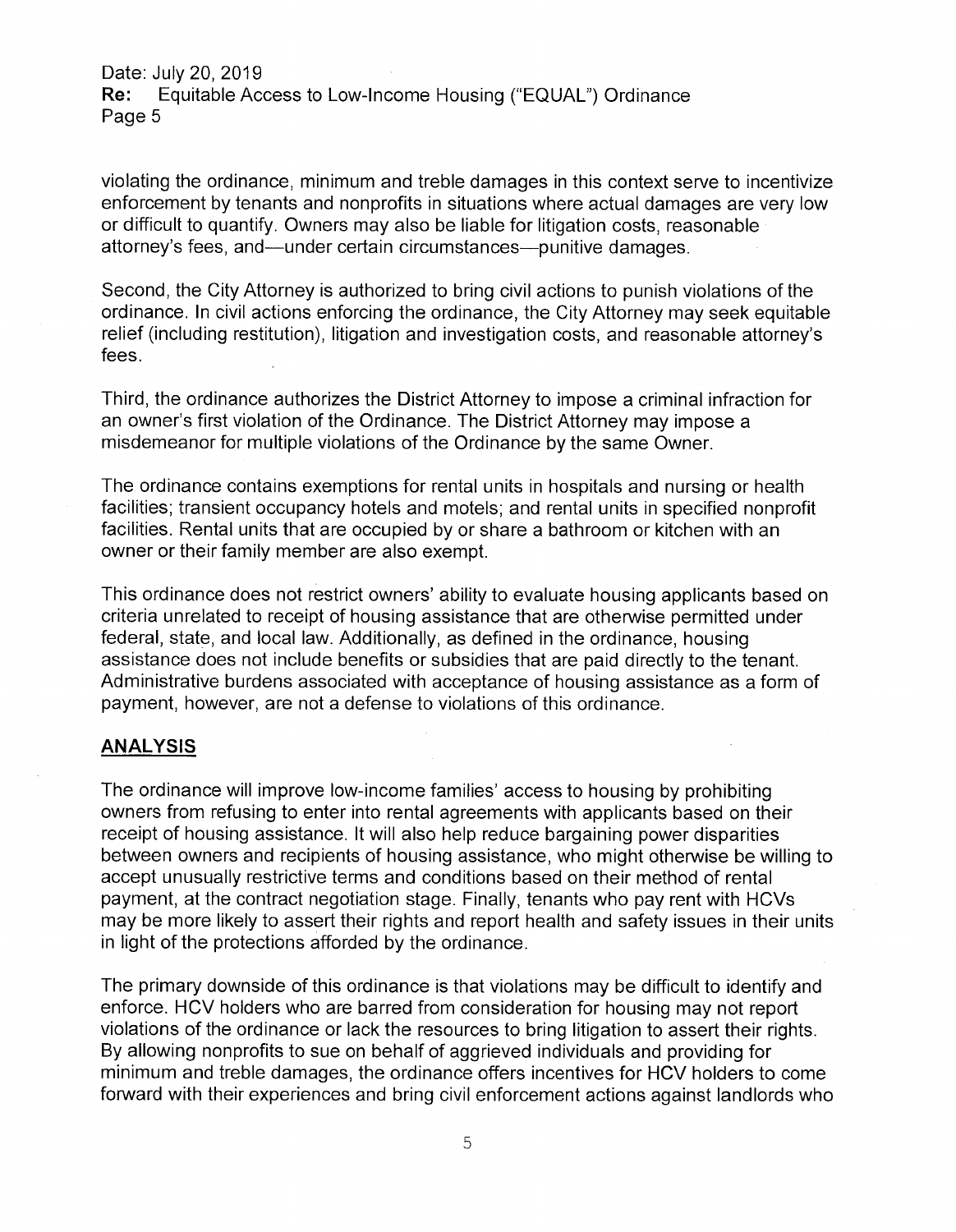violating the ordinance, minimum and treble damages in this context serve to incentivize enforcement by tenants and nonprofits in situations where actual damages are very low or difficult to quantify. Owners may also be liable for litigation costs, reasonable attorney's fees, and—under certain circumstances—punitive damages.

Second, the City Attorney is authorized to bring civil actions to punish violations of the ordinance. In civil actions enforcing the ordinance, the City Attorney may seek equitable relief (including restitution), litigation and investigation costs, and reasonable attorney's fees.

Third, the ordinance authorizes the District Attorney to impose a criminal infraction for an owner's first violation of the Ordinance. The District Attorney may impose a misdemeanor for multiple violations of the Ordinance by the same Owner.

The ordinance contains exemptions for rental units in hospitals and nursing or health facilities; transient occupancy hotels and motels; and rental units in specified nonprofit facilities. Rental units that are occupied by or share a bathroom or kitchen with an owner or their family member are also exempt.

This ordinance does not restrict owners' ability to evaluate housing applicants based on criteria unrelated to receipt of housing assistance that are otherwise permitted under federal, state, and local law. Additionally, as defined in the ordinance, housing assistance does not include benefits or subsidies that are paid directly to the tenant. Administrative burdens associated with acceptance of housing assistance as a form of payment, however, are not a defense to violations of this ordinance.

## ANALYSIS

The ordinance will improve low-income families' access to housing by prohibiting owners from refusing to enter into rental agreements with applicants based on their receipt of housing assistance. It will also help reduce bargaining power disparities between owners and recipients of housing assistance, who might otherwise be willing to accept unusually restrictive terms and conditions based on their method of rental payment, at the contract negotiation stage. Finally, tenants who pay rent with HCVs may be more likely to assert their rights and report health and safety issues in their units in light of the protections afforded by the ordinance.

The primary downside of this ordinance is that violations may be difficult to identify and enforce. HCV holders who are barred from consideration for housing may not report violations of the ordinance or lack the resources to bring litigation to assert their rights. By allowing nonprofits to sue on behalf of aggrieved individuals and providing for minimum and treble damages, the ordinance offers incentives for HCV holders to come forward with their experiences and bring civil enforcement actions against landlords who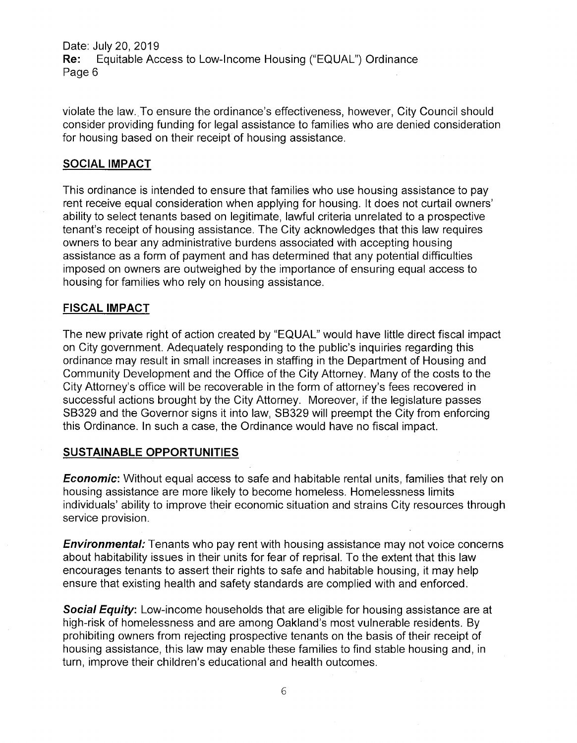violate the law. To ensure the ordinance's effectiveness, however, City Council should consider providing funding for legal assistance to families who are denied consideration for housing based on their receipt of housing assistance.

## SOCIAL IMPACT

This ordinance is intended to ensure that families who use housing assistance to pay rent receive equal consideration when applying for housing. It does not curtail owners' ability to select tenants based on legitimate, lawful criteria unrelated to a prospective tenant's receipt of housing assistance. The City acknowledges that this law requires owners to bear any administrative burdens associated with accepting housing assistance as a form of payment and has determined that any potential difficulties imposed on owners are outweighed by the importance of ensuring equal access to housing for families who rely on housing assistance.

## FISCAL IMPACT

The new private right of action created by "EQUAL" would have little direct fiscal impact on City government. Adequately responding to the public's inquiries regarding this ordinance may result in small increases in staffing in the Department of Housing and Community Development and the Office of the City Attorney. Many of the costs to the City Attorney's office will be recoverable in the form of attorney's fees recovered in successful actions brought by the City Attorney. Moreover, if the legislature passes SB329 and the Governor signs it into law, SB329 will preempt the City from enforcing this Ordinance. In such a case, the Ordinance would have no fiscal impact.

## SUSTAINABLE OPPORTUNITIES

***Economic*:** Without equal access to safe and habitable rental units, families that rely on housing assistance are more likely to become homeless. Homelessness limits individuals' ability to improve their economic situation and strains City resources through service provision.

***Environmental:*** Tenants who pay rent with housing assistance may not voice concerns about habitability issues in their units for fear of reprisal. To the extent that this law encourages tenants to assert their rights to safe and habitable housing, it may help ensure that existing health and safety standards are complied with and enforced.

***Social Equity*:** Low-income households that are eligible for housing assistance are at high-risk of homelessness and are among Oakland's most vulnerable residents. By prohibiting owners from rejecting prospective tenants on the basis of their receipt of housing assistance, this law may enable these families to find stable housing and, in turn, improve their children's educational and health outcomes.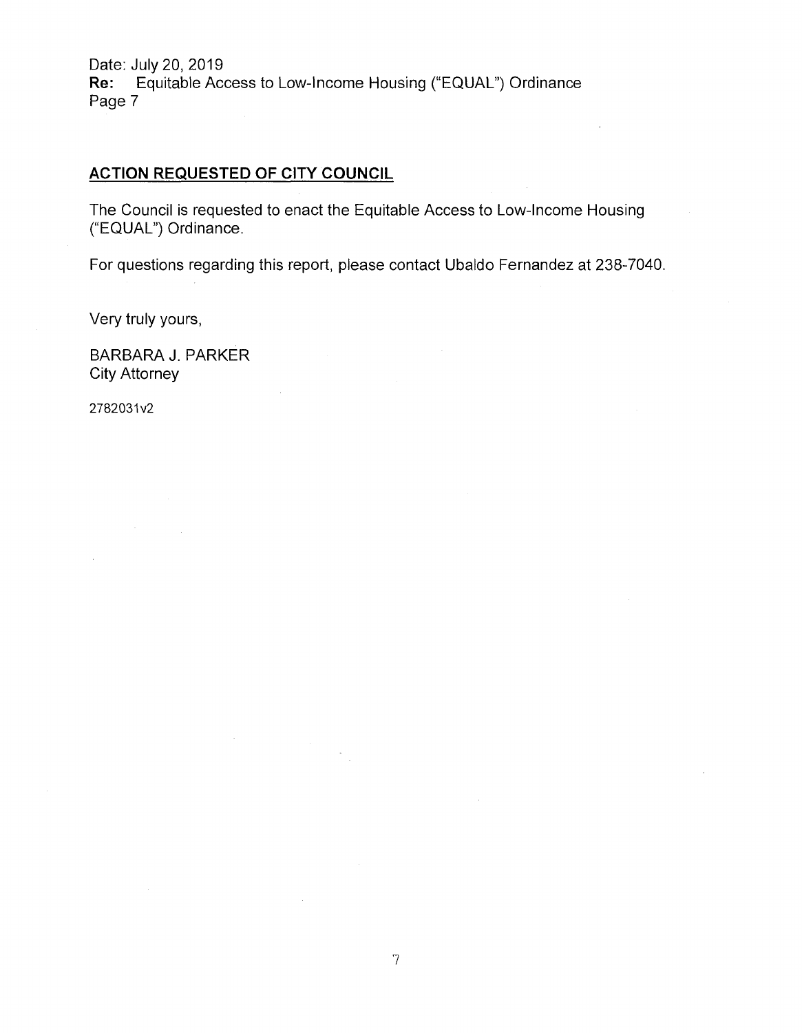## ACTION REQUESTED OF CITY COUNCIL

The Council is requested to enact the Equitable Access to Low-Income Housing ("EQUAL") Ordinance.

For questions regarding this report, please contact Ubaldo Fernandez at 238-7040.

Very truly yours,

BARBARA J. PARKER
City Attorney

2782031v2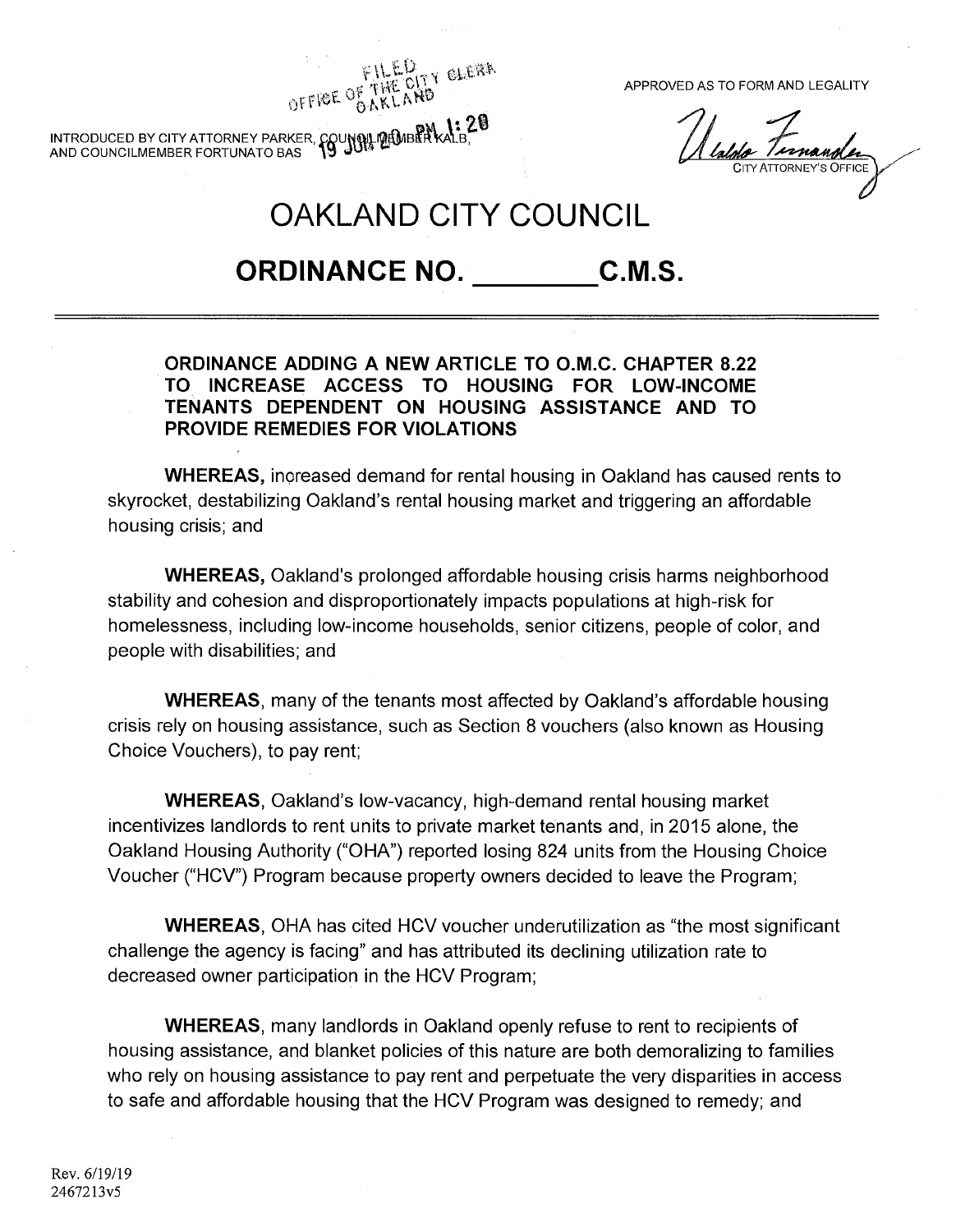FILED OFFICE OF THE CITY CLERK OAKLAND

19 JUN 20 PM 1:28

INTRODUCED BY CITY ATTORNEY PARKER, COUNCILMEMBER KALB, AND COUNCILMEMBER FORTUNATO BAS

APPROVED AS TO FORM AND LEGALITY

CITY ATTORNEY'S OFFICE

# OAKLAND CITY COUNCIL

## ORDINANCE NO. ________ C.M.S.

---

**ORDINANCE ADDING A NEW ARTICLE TO O.M.C. CHAPTER 8.22 TO INCREASE ACCESS TO HOUSING FOR LOW-INCOME TENANTS DEPENDENT ON HOUSING ASSISTANCE AND TO PROVIDE REMEDIES FOR VIOLATIONS**

**WHEREAS,** increased demand for rental housing in Oakland has caused rents to skyrocket, destabilizing Oakland's rental housing market and triggering an affordable housing crisis; and

**WHEREAS,** Oakland's prolonged affordable housing crisis harms neighborhood stability and cohesion and disproportionately impacts populations at high-risk for homelessness, including low-income households, senior citizens, people of color, and people with disabilities; and

**WHEREAS**, many of the tenants most affected by Oakland's affordable housing crisis rely on housing assistance, such as Section 8 vouchers (also known as Housing Choice Vouchers), to pay rent;

**WHEREAS**, Oakland's low-vacancy, high-demand rental housing market incentivizes landlords to rent units to private market tenants and, in 2015 alone, the Oakland Housing Authority ("OHA") reported losing 824 units from the Housing Choice Voucher ("HCV") Program because property owners decided to leave the Program;

**WHEREAS**, OHA has cited HCV voucher underutilization as "the most significant challenge the agency is facing" and has attributed its declining utilization rate to decreased owner participation in the HCV Program;

**WHEREAS**, many landlords in Oakland openly refuse to rent to recipients of housing assistance, and blanket policies of this nature are both demoralizing to families who rely on housing assistance to pay rent and perpetuate the very disparities in access to safe and affordable housing that the HCV Program was designed to remedy; and

Rev. 6/19/19
2467213v5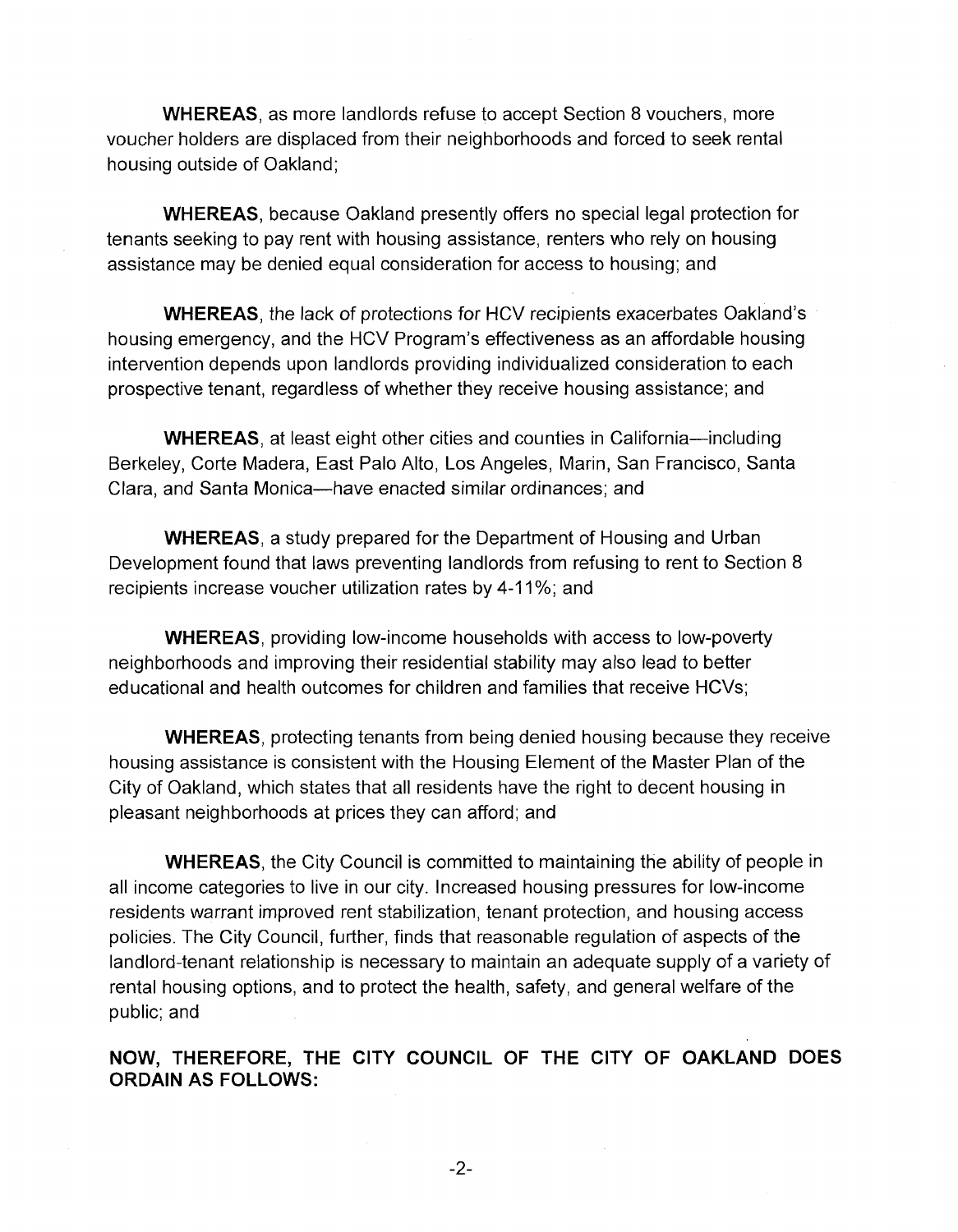**WHEREAS**, as more landlords refuse to accept Section 8 vouchers, more voucher holders are displaced from their neighborhoods and forced to seek rental housing outside of Oakland;

**WHEREAS**, because Oakland presently offers no special legal protection for tenants seeking to pay rent with housing assistance, renters who rely on housing assistance may be denied equal consideration for access to housing; and

**WHEREAS**, the lack of protections for HCV recipients exacerbates Oakland's housing emergency, and the HCV Program's effectiveness as an affordable housing intervention depends upon landlords providing individualized consideration to each prospective tenant, regardless of whether they receive housing assistance; and

**WHEREAS**, at least eight other cities and counties in California—including Berkeley, Corte Madera, East Palo Alto, Los Angeles, Marin, San Francisco, Santa Clara, and Santa Monica—have enacted similar ordinances; and

**WHEREAS**, a study prepared for the Department of Housing and Urban Development found that laws preventing landlords from refusing to rent to Section 8 recipients increase voucher utilization rates by 4-11%; and

**WHEREAS**, providing low-income households with access to low-poverty neighborhoods and improving their residential stability may also lead to better educational and health outcomes for children and families that receive HCVs;

**WHEREAS**, protecting tenants from being denied housing because they receive housing assistance is consistent with the Housing Element of the Master Plan of the City of Oakland, which states that all residents have the right to decent housing in pleasant neighborhoods at prices they can afford; and

**WHEREAS**, the City Council is committed to maintaining the ability of people in all income categories to live in our city. Increased housing pressures for low-income residents warrant improved rent stabilization, tenant protection, and housing access policies. The City Council, further, finds that reasonable regulation of aspects of the landlord-tenant relationship is necessary to maintain an adequate supply of a variety of rental housing options, and to protect the health, safety, and general welfare of the public; and

**NOW, THEREFORE, THE CITY COUNCIL OF THE CITY OF OAKLAND DOES ORDAIN AS FOLLOWS:**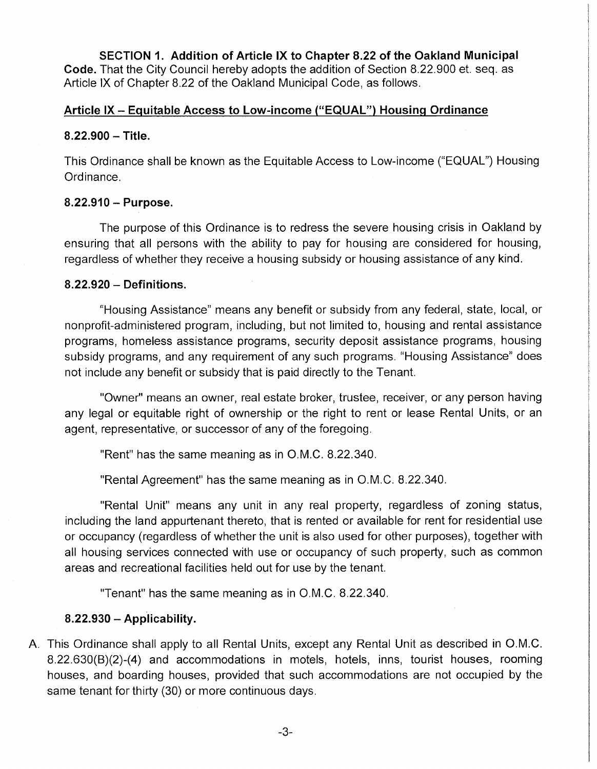**SECTION 1. Addition of Article IX to Chapter 8.22 of the Oakland Municipal Code.** That the City Council hereby adopts the addition of Section 8.22.900 et. seq. as Article IX of Chapter 8.22 of the Oakland Municipal Code, as follows.

## <u>Article IX – Equitable Access to Low-income ("EQUAL") Housing Ordinance</u>

### 8.22.900 – Title.

This Ordinance shall be known as the Equitable Access to Low-income ("EQUAL") Housing Ordinance.

### 8.22.910 – Purpose.

The purpose of this Ordinance is to redress the severe housing crisis in Oakland by ensuring that all persons with the ability to pay for housing are considered for housing, regardless of whether they receive a housing subsidy or housing assistance of any kind.

### 8.22.920 – Definitions.

"Housing Assistance" means any benefit or subsidy from any federal, state, local, or nonprofit-administered program, including, but not limited to, housing and rental assistance programs, homeless assistance programs, security deposit assistance programs, housing subsidy programs, and any requirement of any such programs. "Housing Assistance" does not include any benefit or subsidy that is paid directly to the Tenant.

"Owner" means an owner, real estate broker, trustee, receiver, or any person having any legal or equitable right of ownership or the right to rent or lease Rental Units, or an agent, representative, or successor of any of the foregoing.

"Rent" has the same meaning as in O.M.C. 8.22.340.

"Rental Agreement" has the same meaning as in O.M.C. 8.22.340.

"Rental Unit" means any unit in any real property, regardless of zoning status, including the land appurtenant thereto, that is rented or available for rent for residential use or occupancy (regardless of whether the unit is also used for other purposes), together with all housing services connected with use or occupancy of such property, such as common areas and recreational facilities held out for use by the tenant.

"Tenant" has the same meaning as in O.M.C. 8.22.340.

### 8.22.930 – Applicability.

A. This Ordinance shall apply to all Rental Units, except any Rental Unit as described in O.M.C. 8.22.630(B)(2)-(4) and accommodations in motels, hotels, inns, tourist houses, rooming houses, and boarding houses, provided that such accommodations are not occupied by the same tenant for thirty (30) or more continuous days.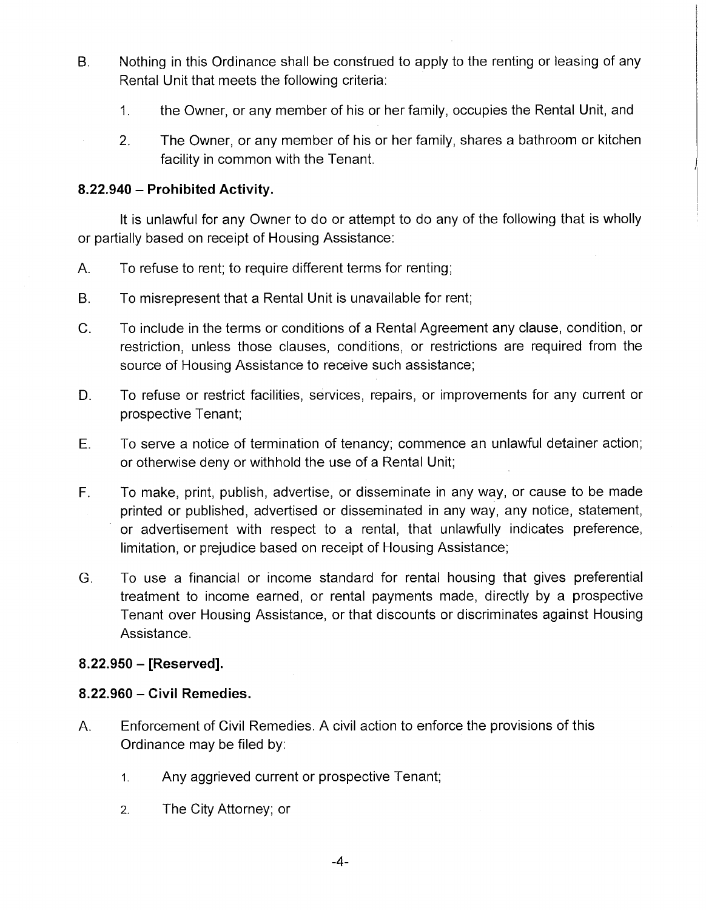B. Nothing in this Ordinance shall be construed to apply to the renting or leasing of any Rental Unit that meets the following criteria:

1. the Owner, or any member of his or her family, occupies the Rental Unit, and

2. The Owner, or any member of his or her family, shares a bathroom or kitchen facility in common with the Tenant.

### 8.22.940 – Prohibited Activity.

It is unlawful for any Owner to do or attempt to do any of the following that is wholly or partially based on receipt of Housing Assistance:

A. To refuse to rent; to require different terms for renting;

B. To misrepresent that a Rental Unit is unavailable for rent;

C. To include in the terms or conditions of a Rental Agreement any clause, condition, or restriction, unless those clauses, conditions, or restrictions are required from the source of Housing Assistance to receive such assistance;

D. To refuse or restrict facilities, services, repairs, or improvements for any current or prospective Tenant;

E. To serve a notice of termination of tenancy; commence an unlawful detainer action; or otherwise deny or withhold the use of a Rental Unit;

F. To make, print, publish, advertise, or disseminate in any way, or cause to be made printed or published, advertised or disseminated in any way, any notice, statement, or advertisement with respect to a rental, that unlawfully indicates preference, limitation, or prejudice based on receipt of Housing Assistance;

G. To use a financial or income standard for rental housing that gives preferential treatment to income earned, or rental payments made, directly by a prospective Tenant over Housing Assistance, or that discounts or discriminates against Housing Assistance.

### 8.22.950 – [Reserved].

### 8.22.960 – Civil Remedies.

A. Enforcement of Civil Remedies. A civil action to enforce the provisions of this Ordinance may be filed by:

1. Any aggrieved current or prospective Tenant;

2. The City Attorney; or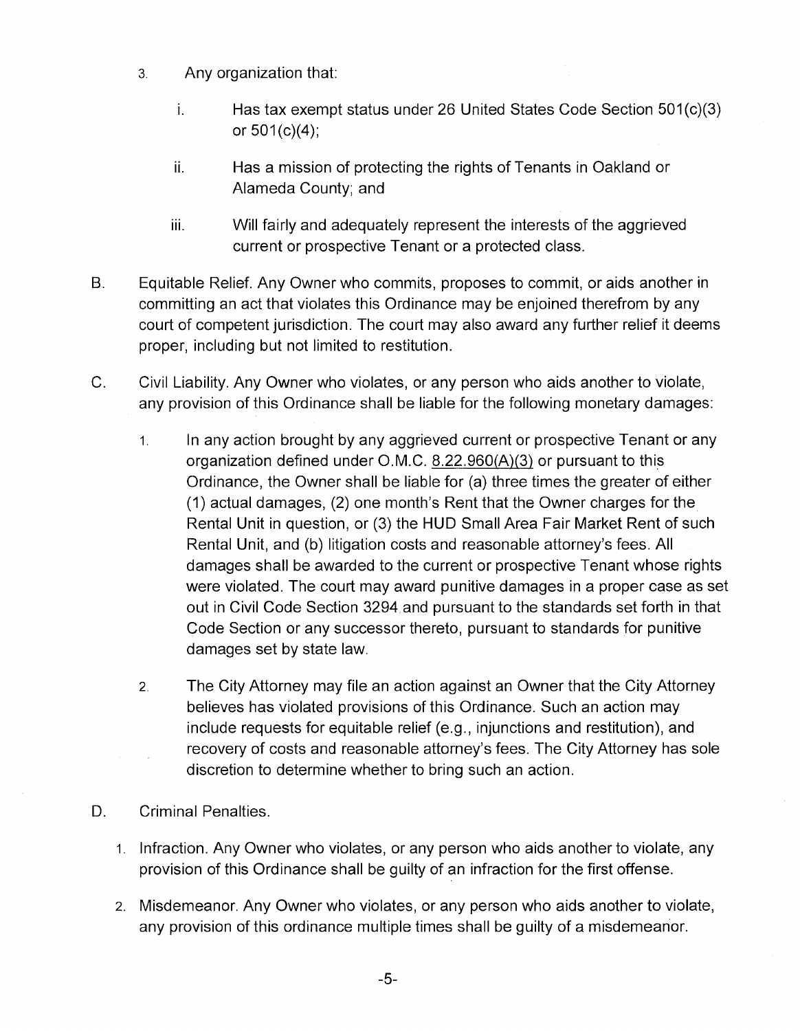3. Any organization that:

   i. Has tax exempt status under 26 United States Code Section 501(c)(3) or 501(c)(4);

   ii. Has a mission of protecting the rights of Tenants in Oakland or Alameda County; and

   iii. Will fairly and adequately represent the interests of the aggrieved current or prospective Tenant or a protected class.

B. Equitable Relief. Any Owner who commits, proposes to commit, or aids another in committing an act that violates this Ordinance may be enjoined therefrom by any court of competent jurisdiction. The court may also award any further relief it deems proper, including but not limited to restitution.

C. Civil Liability. Any Owner who violates, or any person who aids another to violate, any provision of this Ordinance shall be liable for the following monetary damages:

   1. In any action brought by any aggrieved current or prospective Tenant or any organization defined under O.M.C. 8.22.960(A)(3) or pursuant to this Ordinance, the Owner shall be liable for (a) three times the greater of either (1) actual damages, (2) one month's Rent that the Owner charges for the Rental Unit in question, or (3) the HUD Small Area Fair Market Rent of such Rental Unit, and (b) litigation costs and reasonable attorney's fees. All damages shall be awarded to the current or prospective Tenant whose rights were violated. The court may award punitive damages in a proper case as set out in Civil Code Section 3294 and pursuant to the standards set forth in that Code Section or any successor thereto, pursuant to standards for punitive damages set by state law.

   2. The City Attorney may file an action against an Owner that the City Attorney believes has violated provisions of this Ordinance. Such an action may include requests for equitable relief (e.g., injunctions and restitution), and recovery of costs and reasonable attorney's fees. The City Attorney has sole discretion to determine whether to bring such an action.

D. Criminal Penalties.

   1. Infraction. Any Owner who violates, or any person who aids another to violate, any provision of this Ordinance shall be guilty of an infraction for the first offense.

   2. Misdemeanor. Any Owner who violates, or any person who aids another to violate, any provision of this ordinance multiple times shall be guilty of a misdemeanor.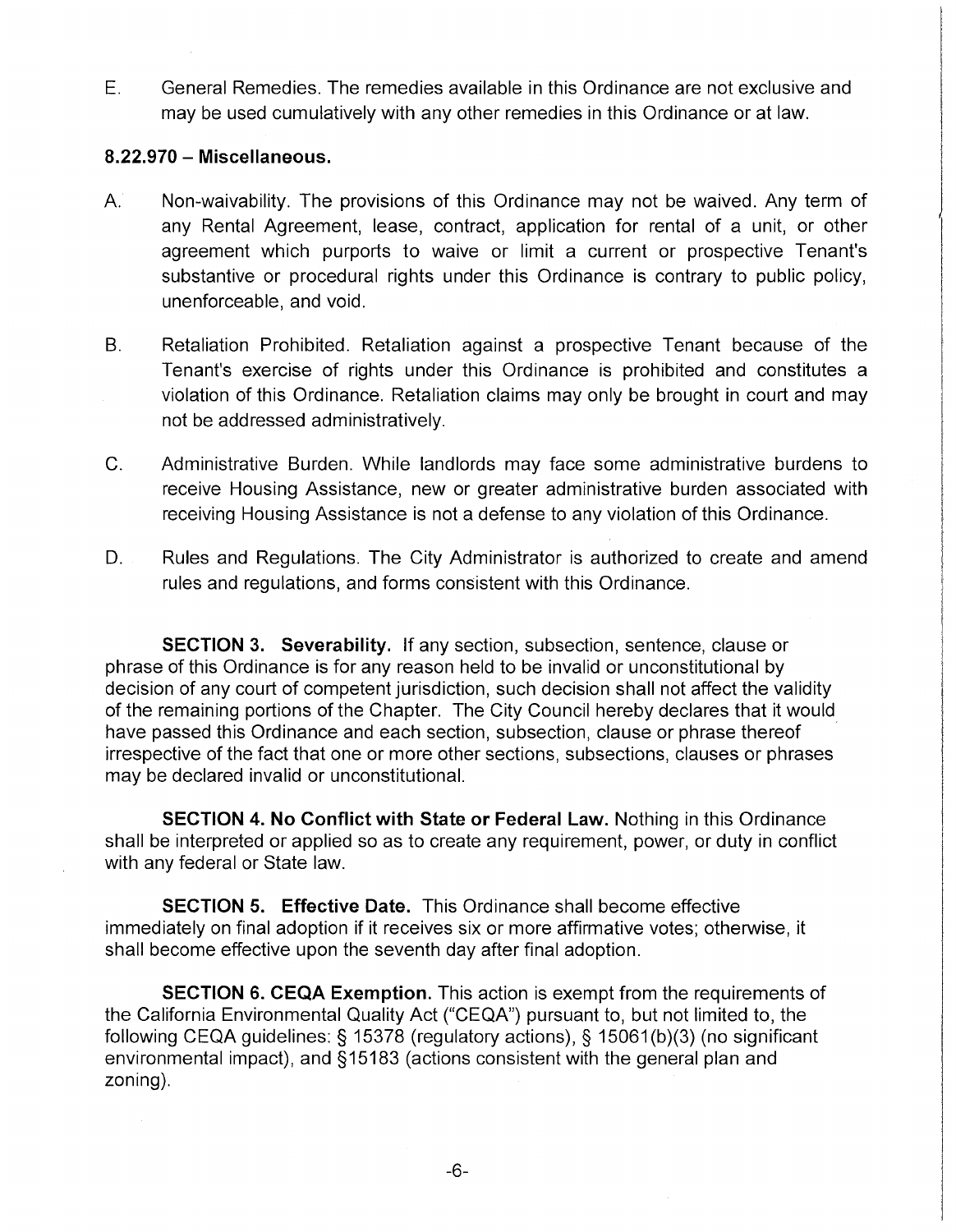E. General Remedies. The remedies available in this Ordinance are not exclusive and may be used cumulatively with any other remedies in this Ordinance or at law.

**8.22.970 – Miscellaneous.**

A. Non-waivability. The provisions of this Ordinance may not be waived. Any term of any Rental Agreement, lease, contract, application for rental of a unit, or other agreement which purports to waive or limit a current or prospective Tenant's substantive or procedural rights under this Ordinance is contrary to public policy, unenforceable, and void.

B. Retaliation Prohibited. Retaliation against a prospective Tenant because of the Tenant's exercise of rights under this Ordinance is prohibited and constitutes a violation of this Ordinance. Retaliation claims may only be brought in court and may not be addressed administratively.

C. Administrative Burden. While landlords may face some administrative burdens to receive Housing Assistance, new or greater administrative burden associated with receiving Housing Assistance is not a defense to any violation of this Ordinance.

D. Rules and Regulations. The City Administrator is authorized to create and amend rules and regulations, and forms consistent with this Ordinance.

**SECTION 3. Severability.** If any section, subsection, sentence, clause or phrase of this Ordinance is for any reason held to be invalid or unconstitutional by decision of any court of competent jurisdiction, such decision shall not affect the validity of the remaining portions of the Chapter. The City Council hereby declares that it would have passed this Ordinance and each section, subsection, clause or phrase thereof irrespective of the fact that one or more other sections, subsections, clauses or phrases may be declared invalid or unconstitutional.

**SECTION 4. No Conflict with State or Federal Law.** Nothing in this Ordinance shall be interpreted or applied so as to create any requirement, power, or duty in conflict with any federal or State law.

**SECTION 5. Effective Date.** This Ordinance shall become effective immediately on final adoption if it receives six or more affirmative votes; otherwise, it shall become effective upon the seventh day after final adoption.

**SECTION 6. CEQA Exemption.** This action is exempt from the requirements of the California Environmental Quality Act ("CEQA") pursuant to, but not limited to, the following CEQA guidelines: § 15378 (regulatory actions), § 15061(b)(3) (no significant environmental impact), and §15183 (actions consistent with the general plan and zoning).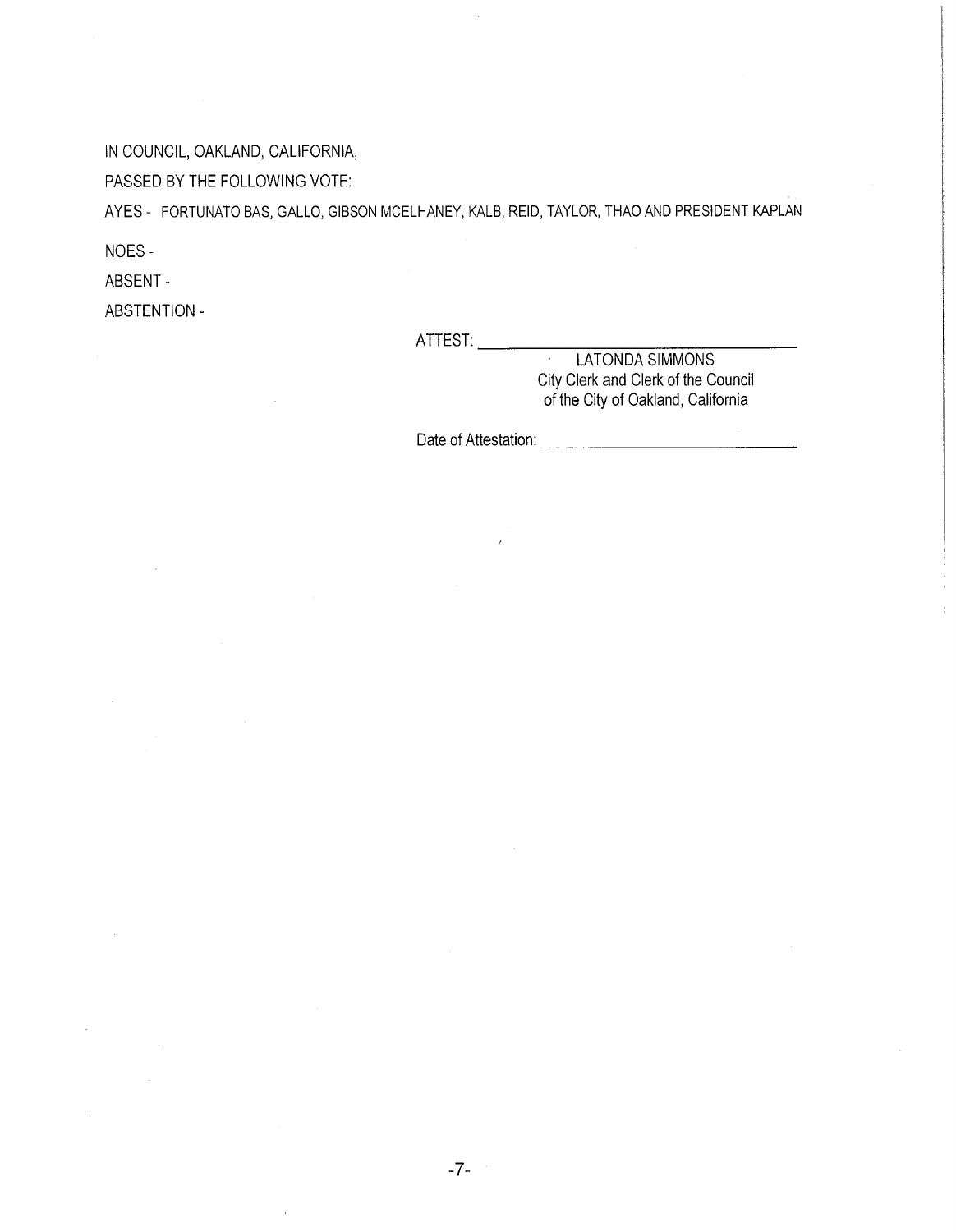IN COUNCIL, OAKLAND, CALIFORNIA,

PASSED BY THE FOLLOWING VOTE:

AYES - FORTUNATO BAS, GALLO, GIBSON MCELHANEY, KALB, REID, TAYLOR, THAO AND PRESIDENT KAPLAN

NOES -

ABSENT -

ABSTENTION -

ATTEST: ______________________________

LATONDA SIMMONS
City Clerk and Clerk of the Council
of the City of Oakland, California

Date of Attestation: ______________________________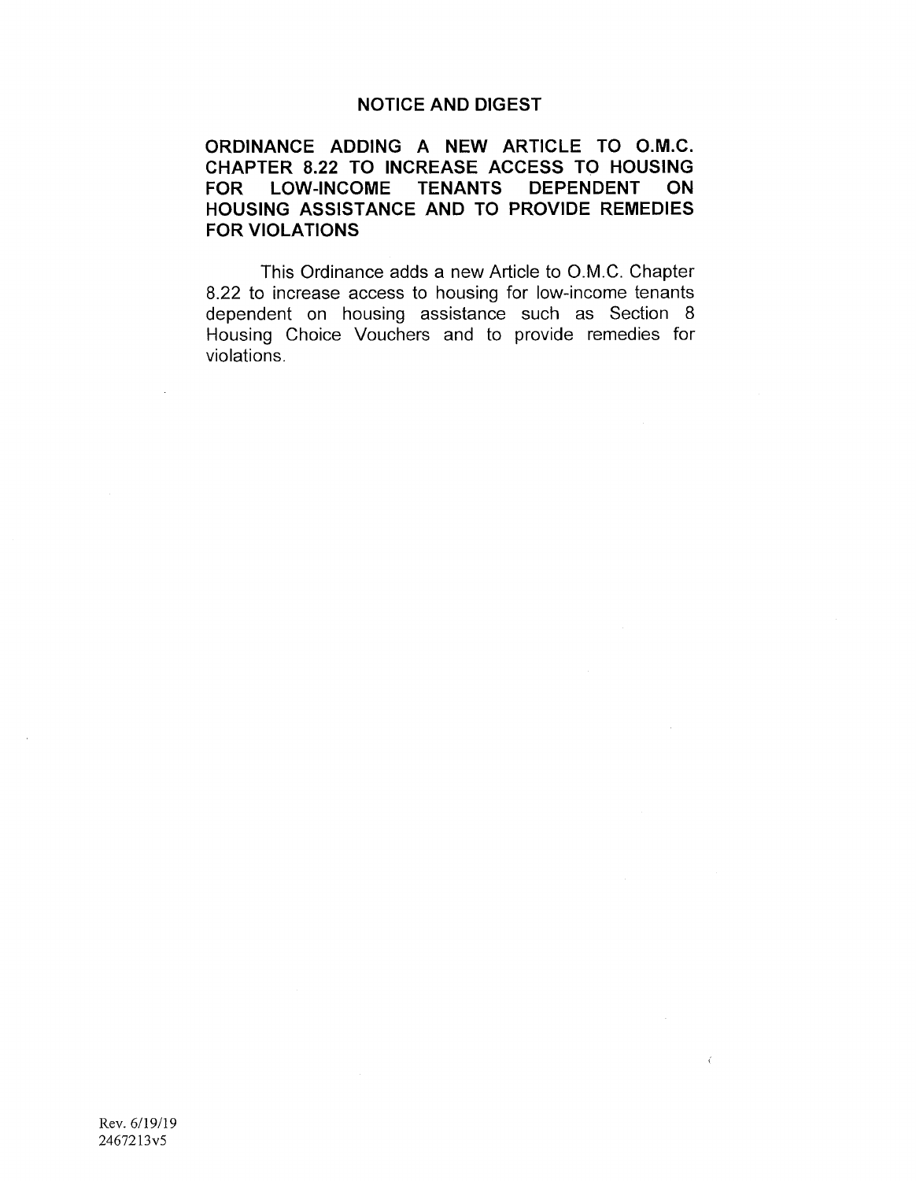## NOTICE AND DIGEST

**ORDINANCE ADDING A NEW ARTICLE TO O.M.C. CHAPTER 8.22 TO INCREASE ACCESS TO HOUSING FOR LOW-INCOME TENANTS DEPENDENT ON HOUSING ASSISTANCE AND TO PROVIDE REMEDIES FOR VIOLATIONS**

This Ordinance adds a new Article to O.M.C. Chapter 8.22 to increase access to housing for low-income tenants dependent on housing assistance such as Section 8 Housing Choice Vouchers and to provide remedies for violations.

Rev. 6/19/19
2467213v5